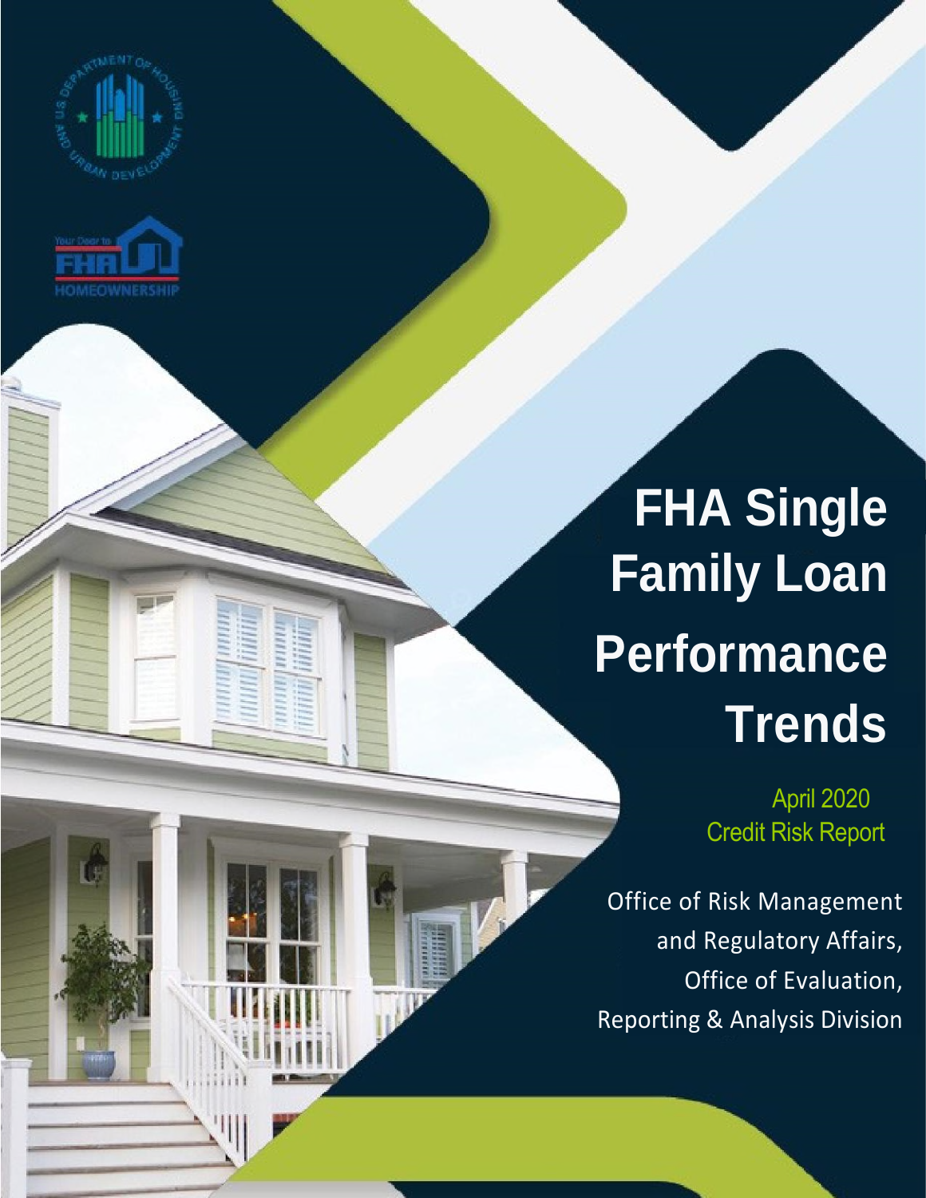# FHA Single Family Loan Performance Trends

April 2020
Credit Risk Report

Office of Risk Management and Regulatory Affairs,
Office of Evaluation,
Reporting & Analysis Division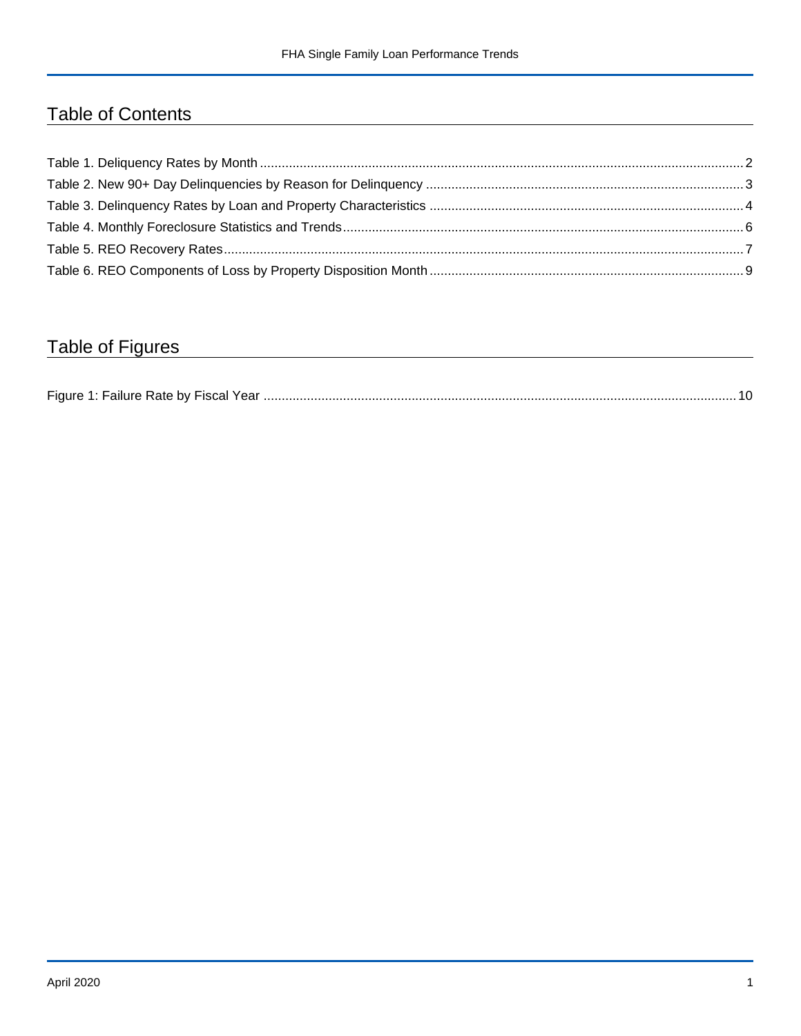# Table of Contents

Table 1. Deliquency Rates by Month ........ 2
Table 2. New 90+ Day Delinquencies by Reason for Delinquency ........ 3
Table 3. Delinquency Rates by Loan and Property Characteristics ........ 4
Table 4. Monthly Foreclosure Statistics and Trends ........ 6
Table 5. REO Recovery Rates ........ 7
Table 6. REO Components of Loss by Property Disposition Month ........ 9

# Table of Figures

Figure 1: Failure Rate by Fiscal Year ........ 10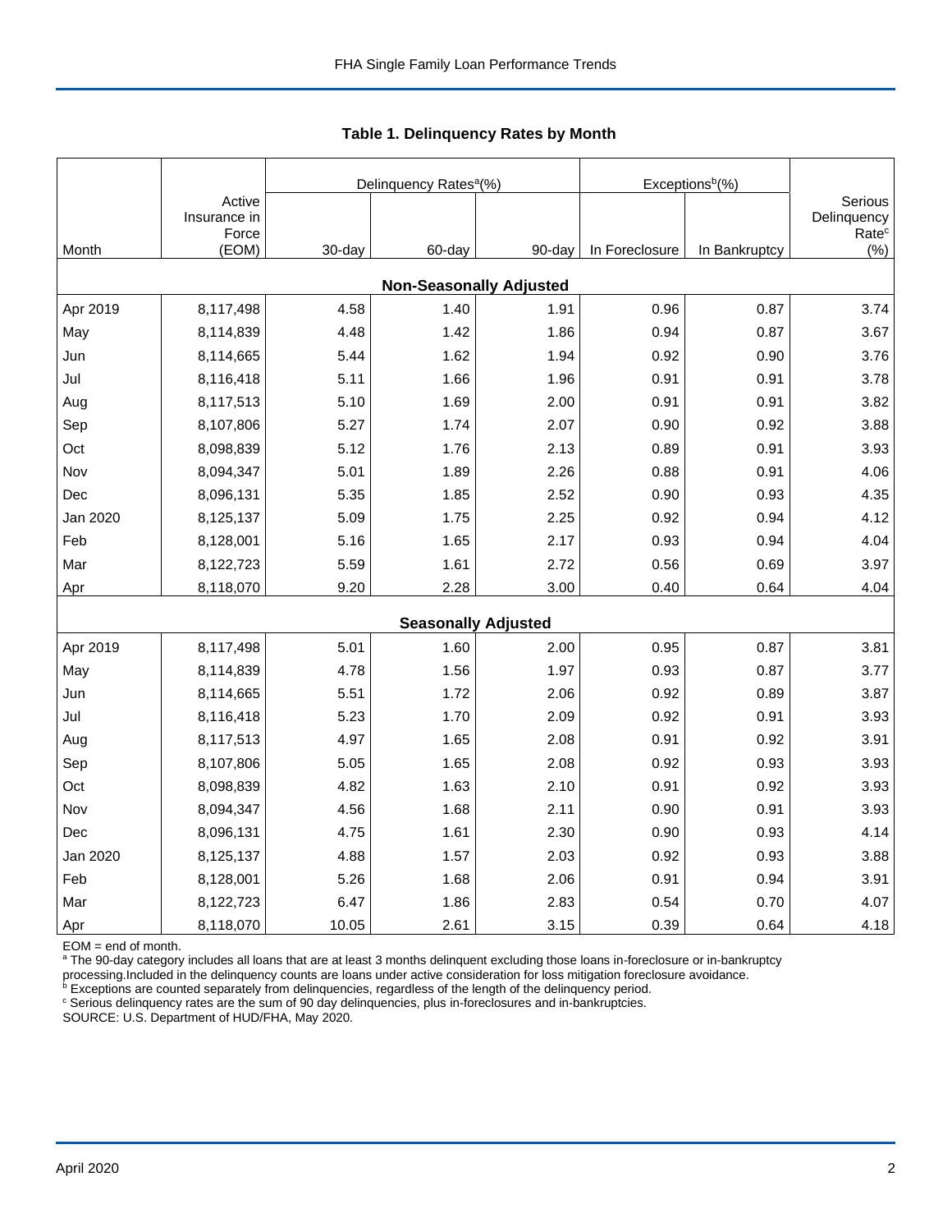## Table 1. Delinquency Rates by Month

| Month | Active Insurance in Force (EOM) | Delinquency Rates[a](%) | | | Exceptions[b](%) | | Serious Delinquency Rate[c] (%) |
|---|---|---|---|---|---|---|---|
| | | 30-day | 60-day | 90-day | In Foreclosure | In Bankruptcy | |
| **Non-Seasonally Adjusted** | | | | | | | |
| Apr 2019 | 8,117,498 | 4.58 | 1.40 | 1.91 | 0.96 | 0.87 | 3.74 |
| May | 8,114,839 | 4.48 | 1.42 | 1.86 | 0.94 | 0.87 | 3.67 |
| Jun | 8,114,665 | 5.44 | 1.62 | 1.94 | 0.92 | 0.90 | 3.76 |
| Jul | 8,116,418 | 5.11 | 1.66 | 1.96 | 0.91 | 0.91 | 3.78 |
| Aug | 8,117,513 | 5.10 | 1.69 | 2.00 | 0.91 | 0.91 | 3.82 |
| Sep | 8,107,806 | 5.27 | 1.74 | 2.07 | 0.90 | 0.92 | 3.88 |
| Oct | 8,098,839 | 5.12 | 1.76 | 2.13 | 0.89 | 0.91 | 3.93 |
| Nov | 8,094,347 | 5.01 | 1.89 | 2.26 | 0.88 | 0.91 | 4.06 |
| Dec | 8,096,131 | 5.35 | 1.85 | 2.52 | 0.90 | 0.93 | 4.35 |
| Jan 2020 | 8,125,137 | 5.09 | 1.75 | 2.25 | 0.92 | 0.94 | 4.12 |
| Feb | 8,128,001 | 5.16 | 1.65 | 2.17 | 0.93 | 0.94 | 4.04 |
| Mar | 8,122,723 | 5.59 | 1.61 | 2.72 | 0.56 | 0.69 | 3.97 |
| Apr | 8,118,070 | 9.20 | 2.28 | 3.00 | 0.40 | 0.64 | 4.04 |
| **Seasonally Adjusted** | | | | | | | |
| Apr 2019 | 8,117,498 | 5.01 | 1.60 | 2.00 | 0.95 | 0.87 | 3.81 |
| May | 8,114,839 | 4.78 | 1.56 | 1.97 | 0.93 | 0.87 | 3.77 |
| Jun | 8,114,665 | 5.51 | 1.72 | 2.06 | 0.92 | 0.89 | 3.87 |
| Jul | 8,116,418 | 5.23 | 1.70 | 2.09 | 0.92 | 0.91 | 3.93 |
| Aug | 8,117,513 | 4.97 | 1.65 | 2.08 | 0.91 | 0.92 | 3.91 |
| Sep | 8,107,806 | 5.05 | 1.65 | 2.08 | 0.92 | 0.93 | 3.93 |
| Oct | 8,098,839 | 4.82 | 1.63 | 2.10 | 0.91 | 0.92 | 3.93 |
| Nov | 8,094,347 | 4.56 | 1.68 | 2.11 | 0.90 | 0.91 | 3.93 |
| Dec | 8,096,131 | 4.75 | 1.61 | 2.30 | 0.90 | 0.93 | 4.14 |
| Jan 2020 | 8,125,137 | 4.88 | 1.57 | 2.03 | 0.92 | 0.93 | 3.88 |
| Feb | 8,128,001 | 5.26 | 1.68 | 2.06 | 0.91 | 0.94 | 3.91 |
| Mar | 8,122,723 | 6.47 | 1.86 | 2.83 | 0.54 | 0.70 | 4.07 |
| Apr | 8,118,070 | 10.05 | 2.61 | 3.15 | 0.39 | 0.64 | 4.18 |

EOM = end of month.
[a] The 90-day category includes all loans that are at least 3 months delinquent excluding those loans in-foreclosure or in-bankruptcy processing.Included in the delinquency counts are loans under active consideration for loss mitigation foreclosure avoidance.
[b] Exceptions are counted separately from delinquencies, regardless of the length of the delinquency period.
[c] Serious delinquency rates are the sum of 90 day delinquencies, plus in-foreclosures and in-bankruptcies.
SOURCE: U.S. Department of HUD/FHA, May 2020.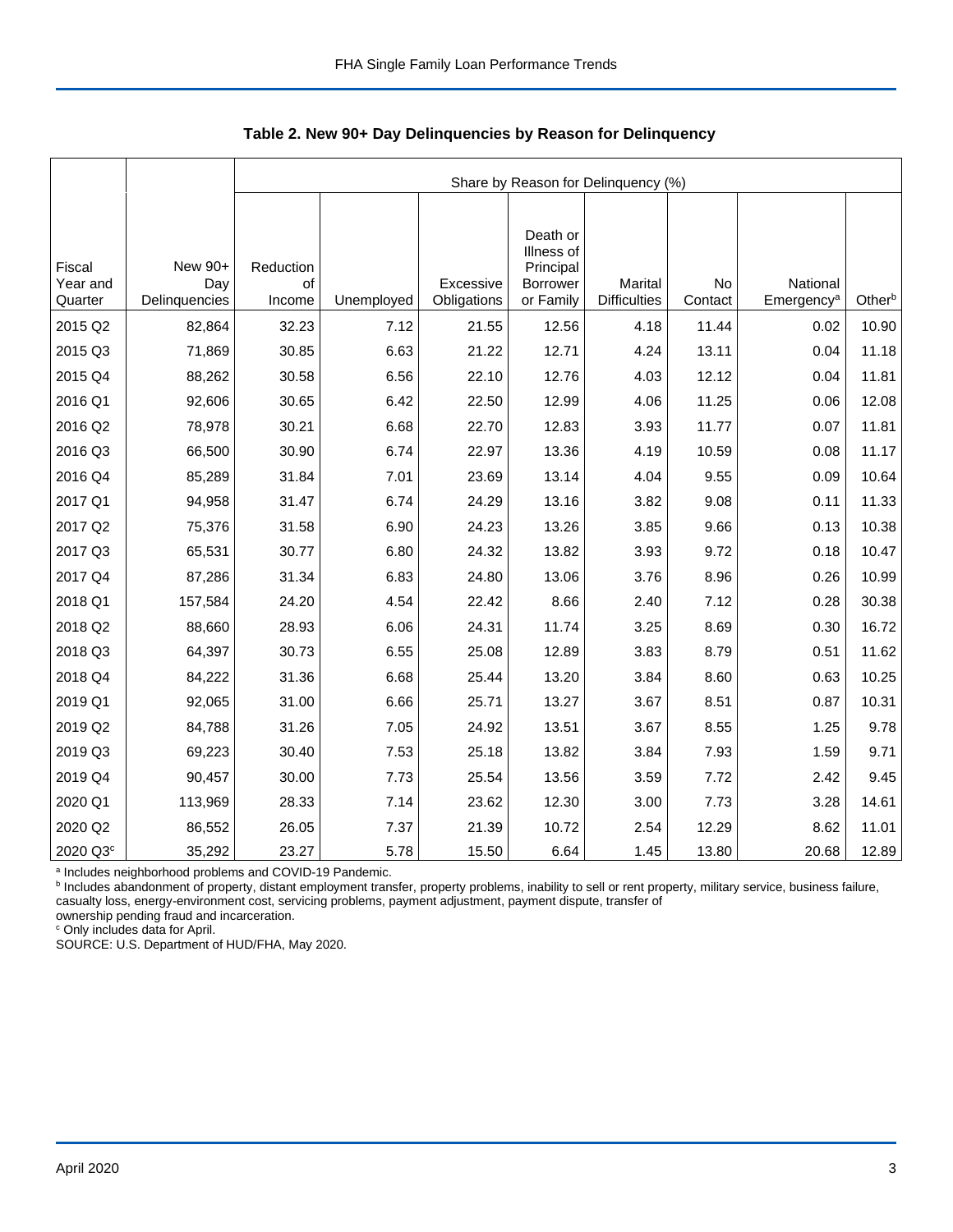**Table 2. New 90+ Day Delinquencies by Reason for Delinquency**

| | | Share by Reason for Delinquency (%) | | | | | | | |
|---|---|---|---|---|---|---|---|---|---|
| Fiscal Year and Quarter | New 90+ Day Delinquencies | Reduction of Income | Unemployed | Excessive Obligations | Death or Illness of Principal Borrower or Family | Marital Difficulties | No Contact | National Emergency[a] | Other[b] |
| 2015 Q2 | 82,864 | 32.23 | 7.12 | 21.55 | 12.56 | 4.18 | 11.44 | 0.02 | 10.90 |
| 2015 Q3 | 71,869 | 30.85 | 6.63 | 21.22 | 12.71 | 4.24 | 13.11 | 0.04 | 11.18 |
| 2015 Q4 | 88,262 | 30.58 | 6.56 | 22.10 | 12.76 | 4.03 | 12.12 | 0.04 | 11.81 |
| 2016 Q1 | 92,606 | 30.65 | 6.42 | 22.50 | 12.99 | 4.06 | 11.25 | 0.06 | 12.08 |
| 2016 Q2 | 78,978 | 30.21 | 6.68 | 22.70 | 12.83 | 3.93 | 11.77 | 0.07 | 11.81 |
| 2016 Q3 | 66,500 | 30.90 | 6.74 | 22.97 | 13.36 | 4.19 | 10.59 | 0.08 | 11.17 |
| 2016 Q4 | 85,289 | 31.84 | 7.01 | 23.69 | 13.14 | 4.04 | 9.55 | 0.09 | 10.64 |
| 2017 Q1 | 94,958 | 31.47 | 6.74 | 24.29 | 13.16 | 3.82 | 9.08 | 0.11 | 11.33 |
| 2017 Q2 | 75,376 | 31.58 | 6.90 | 24.23 | 13.26 | 3.85 | 9.66 | 0.13 | 10.38 |
| 2017 Q3 | 65,531 | 30.77 | 6.80 | 24.32 | 13.82 | 3.93 | 9.72 | 0.18 | 10.47 |
| 2017 Q4 | 87,286 | 31.34 | 6.83 | 24.80 | 13.06 | 3.76 | 8.96 | 0.26 | 10.99 |
| 2018 Q1 | 157,584 | 24.20 | 4.54 | 22.42 | 8.66 | 2.40 | 7.12 | 0.28 | 30.38 |
| 2018 Q2 | 88,660 | 28.93 | 6.06 | 24.31 | 11.74 | 3.25 | 8.69 | 0.30 | 16.72 |
| 2018 Q3 | 64,397 | 30.73 | 6.55 | 25.08 | 12.89 | 3.83 | 8.79 | 0.51 | 11.62 |
| 2018 Q4 | 84,222 | 31.36 | 6.68 | 25.44 | 13.20 | 3.84 | 8.60 | 0.63 | 10.25 |
| 2019 Q1 | 92,065 | 31.00 | 6.66 | 25.71 | 13.27 | 3.67 | 8.51 | 0.87 | 10.31 |
| 2019 Q2 | 84,788 | 31.26 | 7.05 | 24.92 | 13.51 | 3.67 | 8.55 | 1.25 | 9.78 |
| 2019 Q3 | 69,223 | 30.40 | 7.53 | 25.18 | 13.82 | 3.84 | 7.93 | 1.59 | 9.71 |
| 2019 Q4 | 90,457 | 30.00 | 7.73 | 25.54 | 13.56 | 3.59 | 7.72 | 2.42 | 9.45 |
| 2020 Q1 | 113,969 | 28.33 | 7.14 | 23.62 | 12.30 | 3.00 | 7.73 | 3.28 | 14.61 |
| 2020 Q2 | 86,552 | 26.05 | 7.37 | 21.39 | 10.72 | 2.54 | 12.29 | 8.62 | 11.01 |
| 2020 Q3[c] | 35,292 | 23.27 | 5.78 | 15.50 | 6.64 | 1.45 | 13.80 | 20.68 | 12.89 |

[a] Includes neighborhood problems and COVID-19 Pandemic.
[b] Includes abandonment of property, distant employment transfer, property problems, inability to sell or rent property, military service, business failure, casualty loss, energy-environment cost, servicing problems, payment adjustment, payment dispute, transfer of ownership pending fraud and incarceration.
[c] Only includes data for April.
SOURCE: U.S. Department of HUD/FHA, May 2020.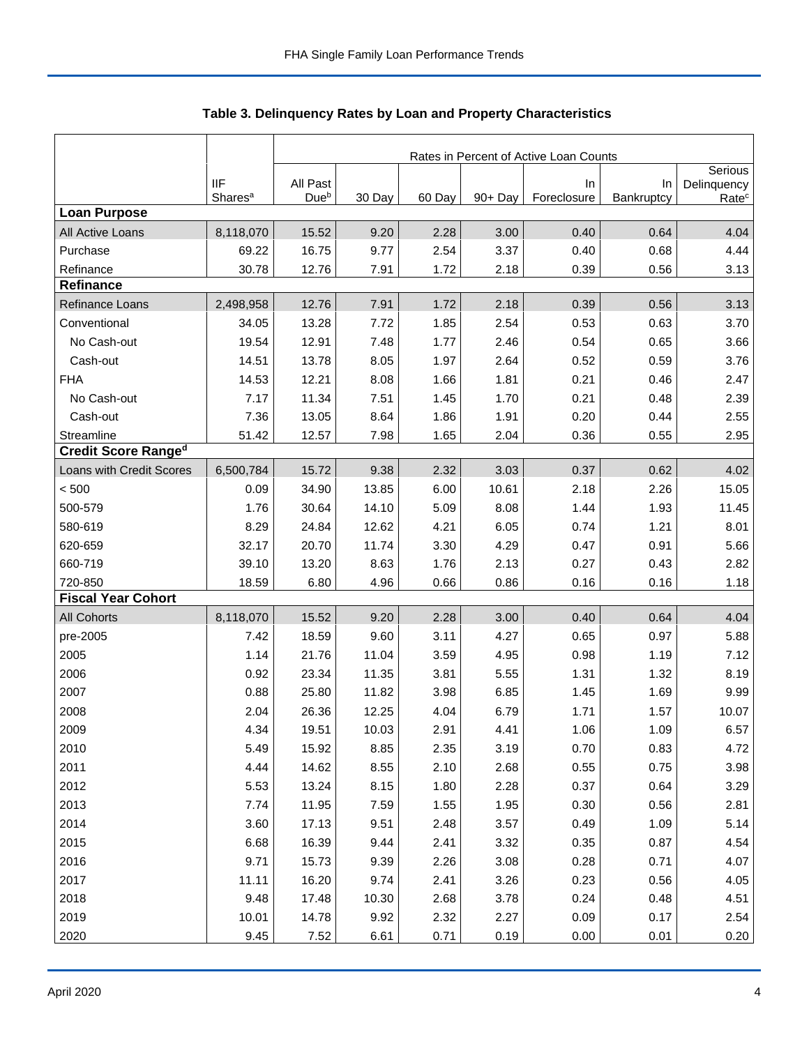## Table 3. Delinquency Rates by Loan and Property Characteristics

| | | Rates in Percent of Active Loan Counts | | | | | | |
|---|---|---|---|---|---|---|---|---|
| | IIF Shares[a] | All Past Due[b] | 30 Day | 60 Day | 90+ Day | In Foreclosure | In Bankruptcy | Serious Delinquency Rate[c] |
| **Loan Purpose** | | | | | | | | |
| All Active Loans | 8,118,070 | 15.52 | 9.20 | 2.28 | 3.00 | 0.40 | 0.64 | 4.04 |
| Purchase | 69.22 | 16.75 | 9.77 | 2.54 | 3.37 | 0.40 | 0.68 | 4.44 |
| Refinance | 30.78 | 12.76 | 7.91 | 1.72 | 2.18 | 0.39 | 0.56 | 3.13 |
| **Refinance** | | | | | | | | |
| Refinance Loans | 2,498,958 | 12.76 | 7.91 | 1.72 | 2.18 | 0.39 | 0.56 | 3.13 |
| Conventional | 34.05 | 13.28 | 7.72 | 1.85 | 2.54 | 0.53 | 0.63 | 3.70 |
| No Cash-out | 19.54 | 12.91 | 7.48 | 1.77 | 2.46 | 0.54 | 0.65 | 3.66 |
| Cash-out | 14.51 | 13.78 | 8.05 | 1.97 | 2.64 | 0.52 | 0.59 | 3.76 |
| FHA | 14.53 | 12.21 | 8.08 | 1.66 | 1.81 | 0.21 | 0.46 | 2.47 |
| No Cash-out | 7.17 | 11.34 | 7.51 | 1.45 | 1.70 | 0.21 | 0.48 | 2.39 |
| Cash-out | 7.36 | 13.05 | 8.64 | 1.86 | 1.91 | 0.20 | 0.44 | 2.55 |
| Streamline | 51.42 | 12.57 | 7.98 | 1.65 | 2.04 | 0.36 | 0.55 | 2.95 |
| **Credit Score Range[d]** | | | | | | | | |
| Loans with Credit Scores | 6,500,784 | 15.72 | 9.38 | 2.32 | 3.03 | 0.37 | 0.62 | 4.02 |
| < 500 | 0.09 | 34.90 | 13.85 | 6.00 | 10.61 | 2.18 | 2.26 | 15.05 |
| 500-579 | 1.76 | 30.64 | 14.10 | 5.09 | 8.08 | 1.44 | 1.93 | 11.45 |
| 580-619 | 8.29 | 24.84 | 12.62 | 4.21 | 6.05 | 0.74 | 1.21 | 8.01 |
| 620-659 | 32.17 | 20.70 | 11.74 | 3.30 | 4.29 | 0.47 | 0.91 | 5.66 |
| 660-719 | 39.10 | 13.20 | 8.63 | 1.76 | 2.13 | 0.27 | 0.43 | 2.82 |
| 720-850 | 18.59 | 6.80 | 4.96 | 0.66 | 0.86 | 0.16 | 0.16 | 1.18 |
| **Fiscal Year Cohort** | | | | | | | | |
| All Cohorts | 8,118,070 | 15.52 | 9.20 | 2.28 | 3.00 | 0.40 | 0.64 | 4.04 |
| pre-2005 | 7.42 | 18.59 | 9.60 | 3.11 | 4.27 | 0.65 | 0.97 | 5.88 |
| 2005 | 1.14 | 21.76 | 11.04 | 3.59 | 4.95 | 0.98 | 1.19 | 7.12 |
| 2006 | 0.92 | 23.34 | 11.35 | 3.81 | 5.55 | 1.31 | 1.32 | 8.19 |
| 2007 | 0.88 | 25.80 | 11.82 | 3.98 | 6.85 | 1.45 | 1.69 | 9.99 |
| 2008 | 2.04 | 26.36 | 12.25 | 4.04 | 6.79 | 1.71 | 1.57 | 10.07 |
| 2009 | 4.34 | 19.51 | 10.03 | 2.91 | 4.41 | 1.06 | 1.09 | 6.57 |
| 2010 | 5.49 | 15.92 | 8.85 | 2.35 | 3.19 | 0.70 | 0.83 | 4.72 |
| 2011 | 4.44 | 14.62 | 8.55 | 2.10 | 2.68 | 0.55 | 0.75 | 3.98 |
| 2012 | 5.53 | 13.24 | 8.15 | 1.80 | 2.28 | 0.37 | 0.64 | 3.29 |
| 2013 | 7.74 | 11.95 | 7.59 | 1.55 | 1.95 | 0.30 | 0.56 | 2.81 |
| 2014 | 3.60 | 17.13 | 9.51 | 2.48 | 3.57 | 0.49 | 1.09 | 5.14 |
| 2015 | 6.68 | 16.39 | 9.44 | 2.41 | 3.32 | 0.35 | 0.87 | 4.54 |
| 2016 | 9.71 | 15.73 | 9.39 | 2.26 | 3.08 | 0.28 | 0.71 | 4.07 |
| 2017 | 11.11 | 16.20 | 9.74 | 2.41 | 3.26 | 0.23 | 0.56 | 4.05 |
| 2018 | 9.48 | 17.48 | 10.30 | 2.68 | 3.78 | 0.24 | 0.48 | 4.51 |
| 2019 | 10.01 | 14.78 | 9.92 | 2.32 | 2.27 | 0.09 | 0.17 | 2.54 |
| 2020 | 9.45 | 7.52 | 6.61 | 0.71 | 0.19 | 0.00 | 0.01 | 0.20 |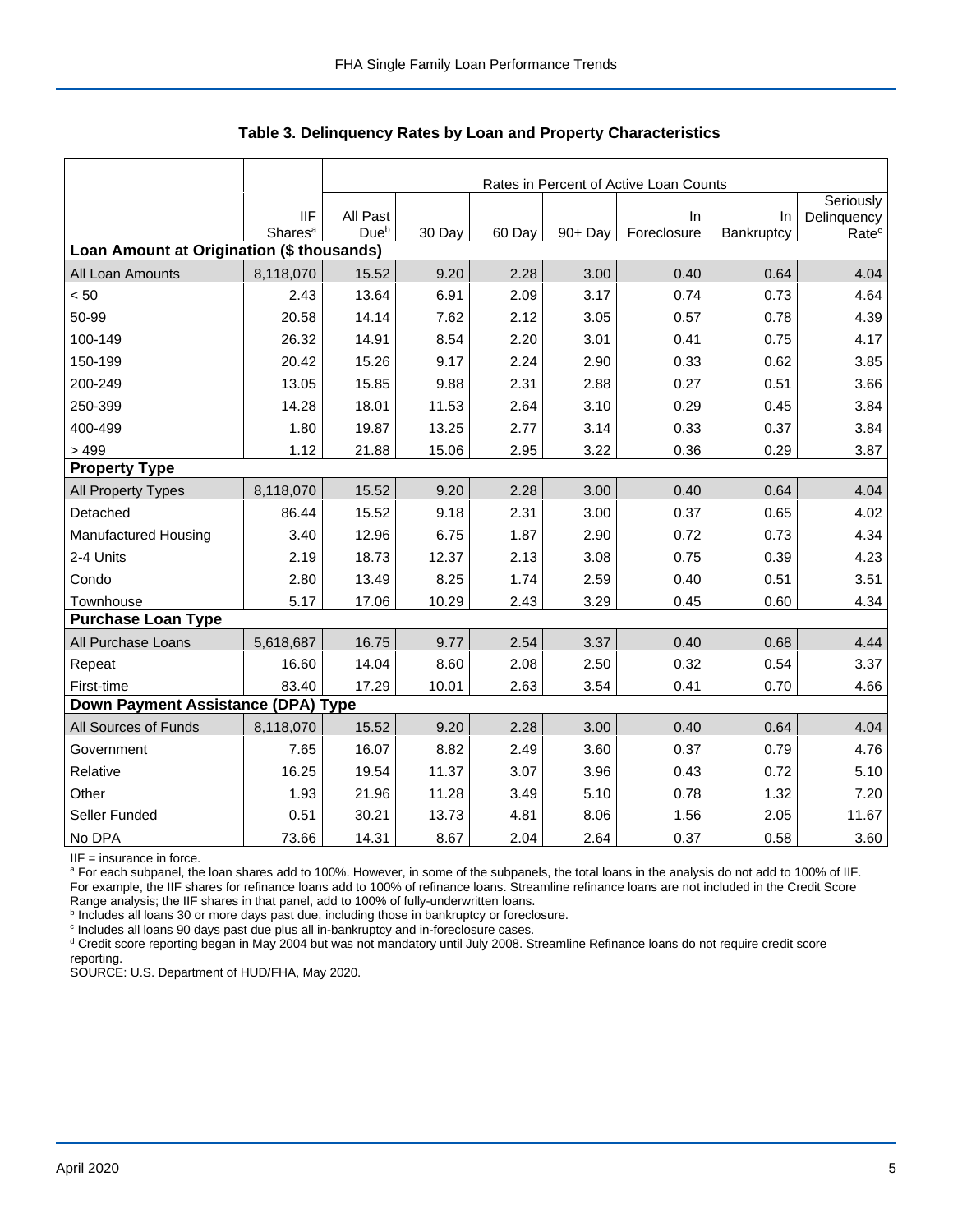## Table 3. Delinquency Rates by Loan and Property Characteristics

| | IIF Shares[a] | All Past Due[b] | 30 Day | 60 Day | 90+ Day | In Foreclosure | In Bankruptcy | Seriously Delinquency Rate[c] |
|---|---|---|---|---|---|---|---|---|
| | | Rates in Percent of Active Loan Counts | | | | | | |
| **Loan Amount at Origination ($ thousands)** | | | | | | | | |
| All Loan Amounts | 8,118,070 | 15.52 | 9.20 | 2.28 | 3.00 | 0.40 | 0.64 | 4.04 |
| < 50 | 2.43 | 13.64 | 6.91 | 2.09 | 3.17 | 0.74 | 0.73 | 4.64 |
| 50-99 | 20.58 | 14.14 | 7.62 | 2.12 | 3.05 | 0.57 | 0.78 | 4.39 |
| 100-149 | 26.32 | 14.91 | 8.54 | 2.20 | 3.01 | 0.41 | 0.75 | 4.17 |
| 150-199 | 20.42 | 15.26 | 9.17 | 2.24 | 2.90 | 0.33 | 0.62 | 3.85 |
| 200-249 | 13.05 | 15.85 | 9.88 | 2.31 | 2.88 | 0.27 | 0.51 | 3.66 |
| 250-399 | 14.28 | 18.01 | 11.53 | 2.64 | 3.10 | 0.29 | 0.45 | 3.84 |
| 400-499 | 1.80 | 19.87 | 13.25 | 2.77 | 3.14 | 0.33 | 0.37 | 3.84 |
| > 499 | 1.12 | 21.88 | 15.06 | 2.95 | 3.22 | 0.36 | 0.29 | 3.87 |
| **Property Type** | | | | | | | | |
| All Property Types | 8,118,070 | 15.52 | 9.20 | 2.28 | 3.00 | 0.40 | 0.64 | 4.04 |
| Detached | 86.44 | 15.52 | 9.18 | 2.31 | 3.00 | 0.37 | 0.65 | 4.02 |
| Manufactured Housing | 3.40 | 12.96 | 6.75 | 1.87 | 2.90 | 0.72 | 0.73 | 4.34 |
| 2-4 Units | 2.19 | 18.73 | 12.37 | 2.13 | 3.08 | 0.75 | 0.39 | 4.23 |
| Condo | 2.80 | 13.49 | 8.25 | 1.74 | 2.59 | 0.40 | 0.51 | 3.51 |
| Townhouse | 5.17 | 17.06 | 10.29 | 2.43 | 3.29 | 0.45 | 0.60 | 4.34 |
| **Purchase Loan Type** | | | | | | | | |
| All Purchase Loans | 5,618,687 | 16.75 | 9.77 | 2.54 | 3.37 | 0.40 | 0.68 | 4.44 |
| Repeat | 16.60 | 14.04 | 8.60 | 2.08 | 2.50 | 0.32 | 0.54 | 3.37 |
| First-time | 83.40 | 17.29 | 10.01 | 2.63 | 3.54 | 0.41 | 0.70 | 4.66 |
| **Down Payment Assistance (DPA) Type** | | | | | | | | |
| All Sources of Funds | 8,118,070 | 15.52 | 9.20 | 2.28 | 3.00 | 0.40 | 0.64 | 4.04 |
| Government | 7.65 | 16.07 | 8.82 | 2.49 | 3.60 | 0.37 | 0.79 | 4.76 |
| Relative | 16.25 | 19.54 | 11.37 | 3.07 | 3.96 | 0.43 | 0.72 | 5.10 |
| Other | 1.93 | 21.96 | 11.28 | 3.49 | 5.10 | 0.78 | 1.32 | 7.20 |
| Seller Funded | 0.51 | 30.21 | 13.73 | 4.81 | 8.06 | 1.56 | 2.05 | 11.67 |
| No DPA | 73.66 | 14.31 | 8.67 | 2.04 | 2.64 | 0.37 | 0.58 | 3.60 |

IIF = insurance in force.

[a] For each subpanel, the loan shares add to 100%. However, in some of the subpanels, the total loans in the analysis do not add to 100% of IIF. For example, the IIF shares for refinance loans add to 100% of refinance loans. Streamline refinance loans are not included in the Credit Score Range analysis; the IIF shares in that panel, add to 100% of fully-underwritten loans.

[b] Includes all loans 30 or more days past due, including those in bankruptcy or foreclosure.

[c] Includes all loans 90 days past due plus all in-bankruptcy and in-foreclosure cases.

[d] Credit score reporting began in May 2004 but was not mandatory until July 2008. Streamline Refinance loans do not require credit score reporting.

SOURCE: U.S. Department of HUD/FHA, May 2020.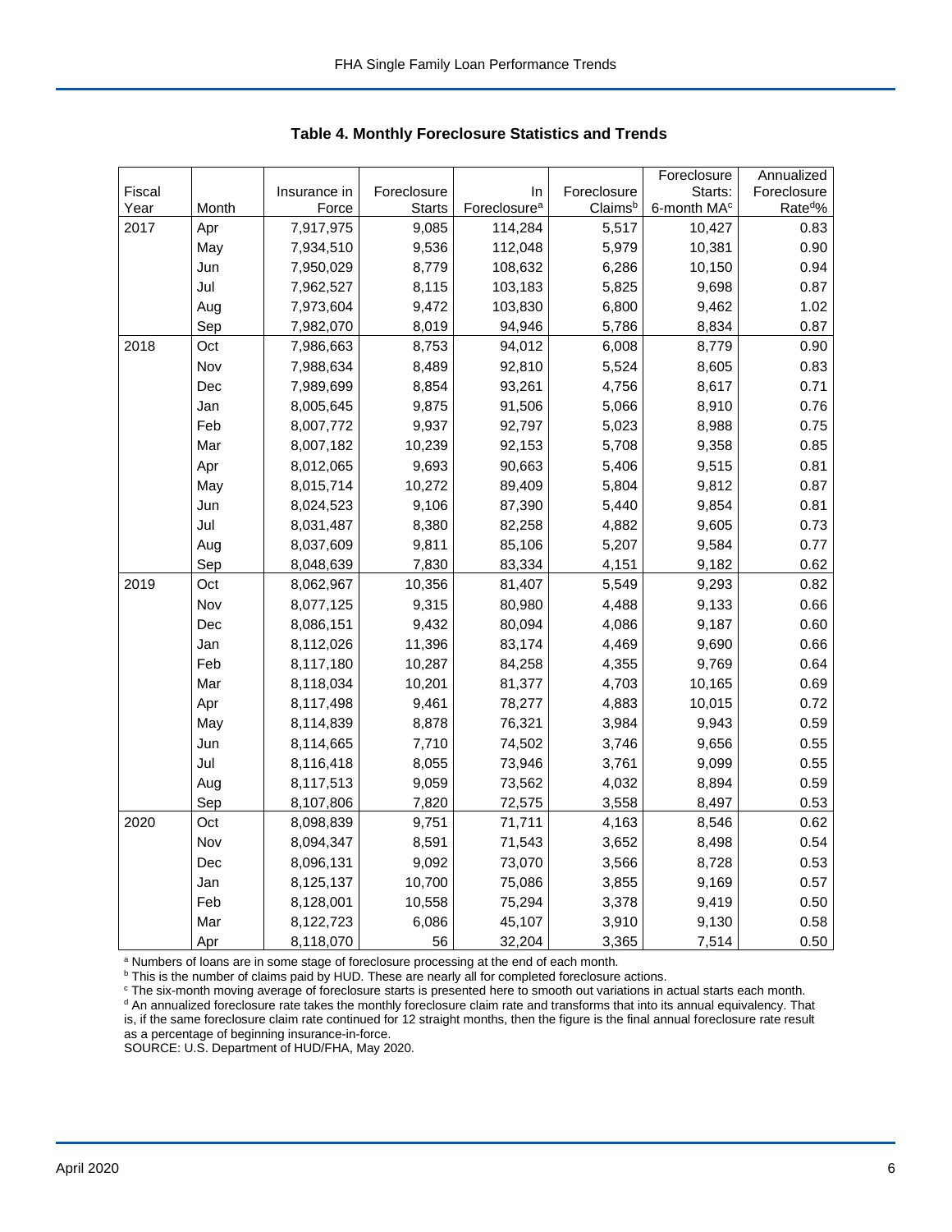**Table 4. Monthly Foreclosure Statistics and Trends**

| Fiscal Year | Month | Insurance in Force | Foreclosure Starts | In Foreclosure[a] | Foreclosure Claims[b] | Foreclosure Starts: 6-month MA[c] | Annualized Foreclosure Rate[d]% |
|---|---|---|---|---|---|---|---|
| 2017 | Apr | 7,917,975 | 9,085 | 114,284 | 5,517 | 10,427 | 0.83 |
| | May | 7,934,510 | 9,536 | 112,048 | 5,979 | 10,381 | 0.90 |
| | Jun | 7,950,029 | 8,779 | 108,632 | 6,286 | 10,150 | 0.94 |
| | Jul | 7,962,527 | 8,115 | 103,183 | 5,825 | 9,698 | 0.87 |
| | Aug | 7,973,604 | 9,472 | 103,830 | 6,800 | 9,462 | 1.02 |
| | Sep | 7,982,070 | 8,019 | 94,946 | 5,786 | 8,834 | 0.87 |
| 2018 | Oct | 7,986,663 | 8,753 | 94,012 | 6,008 | 8,779 | 0.90 |
| | Nov | 7,988,634 | 8,489 | 92,810 | 5,524 | 8,605 | 0.83 |
| | Dec | 7,989,699 | 8,854 | 93,261 | 4,756 | 8,617 | 0.71 |
| | Jan | 8,005,645 | 9,875 | 91,506 | 5,066 | 8,910 | 0.76 |
| | Feb | 8,007,772 | 9,937 | 92,797 | 5,023 | 8,988 | 0.75 |
| | Mar | 8,007,182 | 10,239 | 92,153 | 5,708 | 9,358 | 0.85 |
| | Apr | 8,012,065 | 9,693 | 90,663 | 5,406 | 9,515 | 0.81 |
| | May | 8,015,714 | 10,272 | 89,409 | 5,804 | 9,812 | 0.87 |
| | Jun | 8,024,523 | 9,106 | 87,390 | 5,440 | 9,854 | 0.81 |
| | Jul | 8,031,487 | 8,380 | 82,258 | 4,882 | 9,605 | 0.73 |
| | Aug | 8,037,609 | 9,811 | 85,106 | 5,207 | 9,584 | 0.77 |
| | Sep | 8,048,639 | 7,830 | 83,334 | 4,151 | 9,182 | 0.62 |
| 2019 | Oct | 8,062,967 | 10,356 | 81,407 | 5,549 | 9,293 | 0.82 |
| | Nov | 8,077,125 | 9,315 | 80,980 | 4,488 | 9,133 | 0.66 |
| | Dec | 8,086,151 | 9,432 | 80,094 | 4,086 | 9,187 | 0.60 |
| | Jan | 8,112,026 | 11,396 | 83,174 | 4,469 | 9,690 | 0.66 |
| | Feb | 8,117,180 | 10,287 | 84,258 | 4,355 | 9,769 | 0.64 |
| | Mar | 8,118,034 | 10,201 | 81,377 | 4,703 | 10,165 | 0.69 |
| | Apr | 8,117,498 | 9,461 | 78,277 | 4,883 | 10,015 | 0.72 |
| | May | 8,114,839 | 8,878 | 76,321 | 3,984 | 9,943 | 0.59 |
| | Jun | 8,114,665 | 7,710 | 74,502 | 3,746 | 9,656 | 0.55 |
| | Jul | 8,116,418 | 8,055 | 73,946 | 3,761 | 9,099 | 0.55 |
| | Aug | 8,117,513 | 9,059 | 73,562 | 4,032 | 8,894 | 0.59 |
| | Sep | 8,107,806 | 7,820 | 72,575 | 3,558 | 8,497 | 0.53 |
| 2020 | Oct | 8,098,839 | 9,751 | 71,711 | 4,163 | 8,546 | 0.62 |
| | Nov | 8,094,347 | 8,591 | 71,543 | 3,652 | 8,498 | 0.54 |
| | Dec | 8,096,131 | 9,092 | 73,070 | 3,566 | 8,728 | 0.53 |
| | Jan | 8,125,137 | 10,700 | 75,086 | 3,855 | 9,169 | 0.57 |
| | Feb | 8,128,001 | 10,558 | 75,294 | 3,378 | 9,419 | 0.50 |
| | Mar | 8,122,723 | 6,086 | 45,107 | 3,910 | 9,130 | 0.58 |
| | Apr | 8,118,070 | 56 | 32,204 | 3,365 | 7,514 | 0.50 |

[a] Numbers of loans are in some stage of foreclosure processing at the end of each month.
[b] This is the number of claims paid by HUD. These are nearly all for completed foreclosure actions.
[c] The six-month moving average of foreclosure starts is presented here to smooth out variations in actual starts each month.
[d] An annualized foreclosure rate takes the monthly foreclosure claim rate and transforms that into its annual equivalency. That is, if the same foreclosure claim rate continued for 12 straight months, then the figure is the final annual foreclosure rate result as a percentage of beginning insurance-in-force.
SOURCE: U.S. Department of HUD/FHA, May 2020.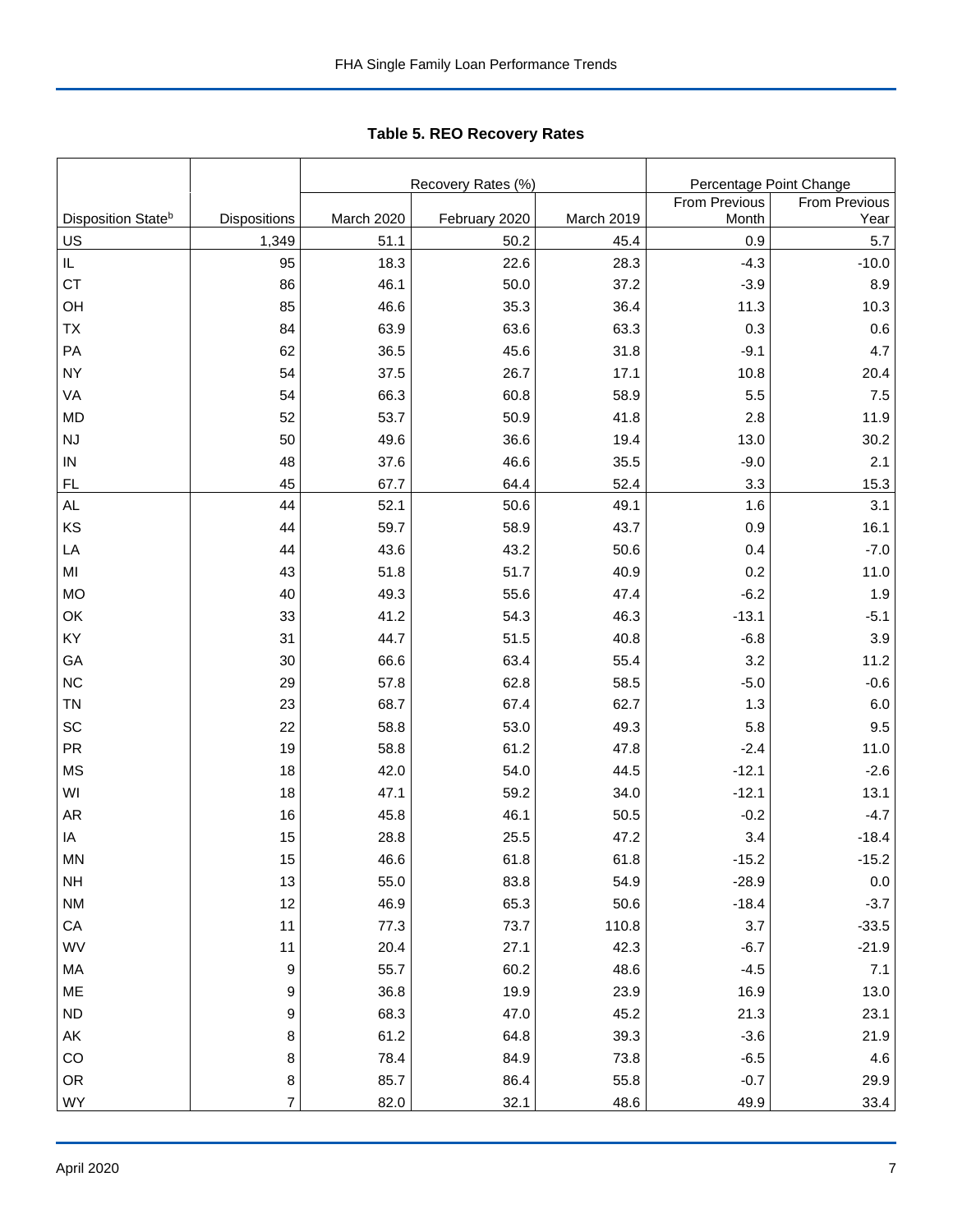## Table 5. REO Recovery Rates

| | | Recovery Rates (%) | | | Percentage Point Change | |
|---|---|---|---|---|---|---|
| Disposition State[b] | Dispositions | March 2020 | February 2020 | March 2019 | From Previous Month | From Previous Year |
| US | 1,349 | 51.1 | 50.2 | 45.4 | 0.9 | 5.7 |
| IL | 95 | 18.3 | 22.6 | 28.3 | -4.3 | -10.0 |
| CT | 86 | 46.1 | 50.0 | 37.2 | -3.9 | 8.9 |
| OH | 85 | 46.6 | 35.3 | 36.4 | 11.3 | 10.3 |
| TX | 84 | 63.9 | 63.6 | 63.3 | 0.3 | 0.6 |
| PA | 62 | 36.5 | 45.6 | 31.8 | -9.1 | 4.7 |
| NY | 54 | 37.5 | 26.7 | 17.1 | 10.8 | 20.4 |
| VA | 54 | 66.3 | 60.8 | 58.9 | 5.5 | 7.5 |
| MD | 52 | 53.7 | 50.9 | 41.8 | 2.8 | 11.9 |
| NJ | 50 | 49.6 | 36.6 | 19.4 | 13.0 | 30.2 |
| IN | 48 | 37.6 | 46.6 | 35.5 | -9.0 | 2.1 |
| FL | 45 | 67.7 | 64.4 | 52.4 | 3.3 | 15.3 |
| AL | 44 | 52.1 | 50.6 | 49.1 | 1.6 | 3.1 |
| KS | 44 | 59.7 | 58.9 | 43.7 | 0.9 | 16.1 |
| LA | 44 | 43.6 | 43.2 | 50.6 | 0.4 | -7.0 |
| MI | 43 | 51.8 | 51.7 | 40.9 | 0.2 | 11.0 |
| MO | 40 | 49.3 | 55.6 | 47.4 | -6.2 | 1.9 |
| OK | 33 | 41.2 | 54.3 | 46.3 | -13.1 | -5.1 |
| KY | 31 | 44.7 | 51.5 | 40.8 | -6.8 | 3.9 |
| GA | 30 | 66.6 | 63.4 | 55.4 | 3.2 | 11.2 |
| NC | 29 | 57.8 | 62.8 | 58.5 | -5.0 | -0.6 |
| TN | 23 | 68.7 | 67.4 | 62.7 | 1.3 | 6.0 |
| SC | 22 | 58.8 | 53.0 | 49.3 | 5.8 | 9.5 |
| PR | 19 | 58.8 | 61.2 | 47.8 | -2.4 | 11.0 |
| MS | 18 | 42.0 | 54.0 | 44.5 | -12.1 | -2.6 |
| WI | 18 | 47.1 | 59.2 | 34.0 | -12.1 | 13.1 |
| AR | 16 | 45.8 | 46.1 | 50.5 | -0.2 | -4.7 |
| IA | 15 | 28.8 | 25.5 | 47.2 | 3.4 | -18.4 |
| MN | 15 | 46.6 | 61.8 | 61.8 | -15.2 | -15.2 |
| NH | 13 | 55.0 | 83.8 | 54.9 | -28.9 | 0.0 |
| NM | 12 | 46.9 | 65.3 | 50.6 | -18.4 | -3.7 |
| CA | 11 | 77.3 | 73.7 | 110.8 | 3.7 | -33.5 |
| WV | 11 | 20.4 | 27.1 | 42.3 | -6.7 | -21.9 |
| MA | 9 | 55.7 | 60.2 | 48.6 | -4.5 | 7.1 |
| ME | 9 | 36.8 | 19.9 | 23.9 | 16.9 | 13.0 |
| ND | 9 | 68.3 | 47.0 | 45.2 | 21.3 | 23.1 |
| AK | 8 | 61.2 | 64.8 | 39.3 | -3.6 | 21.9 |
| CO | 8 | 78.4 | 84.9 | 73.8 | -6.5 | 4.6 |
| OR | 8 | 85.7 | 86.4 | 55.8 | -0.7 | 29.9 |
| WY | 7 | 82.0 | 32.1 | 48.6 | 49.9 | 33.4 |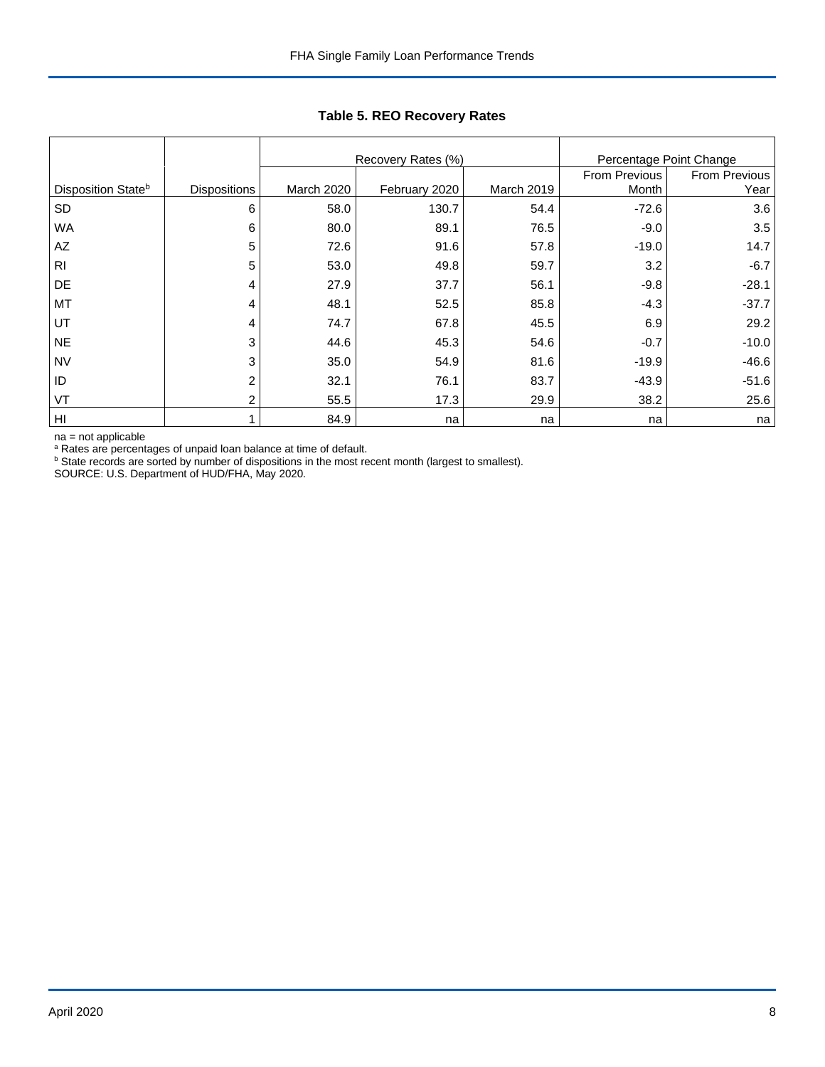**Table 5. REO Recovery Rates**

| | | Recovery Rates (%) | | | Percentage Point Change | |
|---|---|---|---|---|---|---|
| Disposition State[b] | Dispositions | March 2020 | February 2020 | March 2019 | From Previous Month | From Previous Year |
| SD | 6 | 58.0 | 130.7 | 54.4 | -72.6 | 3.6 |
| WA | 6 | 80.0 | 89.1 | 76.5 | -9.0 | 3.5 |
| AZ | 5 | 72.6 | 91.6 | 57.8 | -19.0 | 14.7 |
| RI | 5 | 53.0 | 49.8 | 59.7 | 3.2 | -6.7 |
| DE | 4 | 27.9 | 37.7 | 56.1 | -9.8 | -28.1 |
| MT | 4 | 48.1 | 52.5 | 85.8 | -4.3 | -37.7 |
| UT | 4 | 74.7 | 67.8 | 45.5 | 6.9 | 29.2 |
| NE | 3 | 44.6 | 45.3 | 54.6 | -0.7 | -10.0 |
| NV | 3 | 35.0 | 54.9 | 81.6 | -19.9 | -46.6 |
| ID | 2 | 32.1 | 76.1 | 83.7 | -43.9 | -51.6 |
| VT | 2 | 55.5 | 17.3 | 29.9 | 38.2 | 25.6 |
| HI | 1 | 84.9 | na | na | na | na |

na = not applicable
[a] Rates are percentages of unpaid loan balance at time of default.
[b] State records are sorted by number of dispositions in the most recent month (largest to smallest).
SOURCE: U.S. Department of HUD/FHA, May 2020.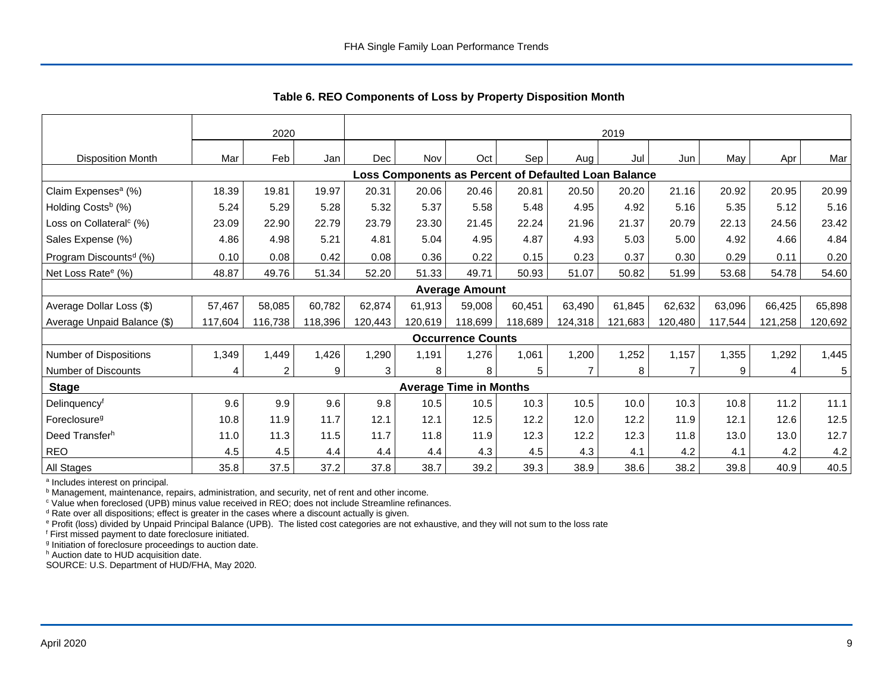### Table 6. REO Components of Loss by Property Disposition Month

| | 2020 | | | 2019 | | | | | | | | | |
|---|---|---|---|---|---|---|---|---|---|---|---|---|---|
| Disposition Month | Mar | Feb | Jan | Dec | Nov | Oct | Sep | Aug | Jul | Jun | May | Apr | Mar |
| **Loss Components as Percent of Defaulted Loan Balance** | | | | | | | | | | | | | |
| Claim Expenses[a] (%) | 18.39 | 19.81 | 19.97 | 20.31 | 20.06 | 20.46 | 20.81 | 20.50 | 20.20 | 21.16 | 20.92 | 20.95 | 20.99 |
| Holding Costs[b] (%) | 5.24 | 5.29 | 5.28 | 5.32 | 5.37 | 5.58 | 5.48 | 4.95 | 4.92 | 5.16 | 5.35 | 5.12 | 5.16 |
| Loss on Collateral[c] (%) | 23.09 | 22.90 | 22.79 | 23.79 | 23.30 | 21.45 | 22.24 | 21.96 | 21.37 | 20.79 | 22.13 | 24.56 | 23.42 |
| Sales Expense (%) | 4.86 | 4.98 | 5.21 | 4.81 | 5.04 | 4.95 | 4.87 | 4.93 | 5.03 | 5.00 | 4.92 | 4.66 | 4.84 |
| Program Discounts[d] (%) | 0.10 | 0.08 | 0.42 | 0.08 | 0.36 | 0.22 | 0.15 | 0.23 | 0.37 | 0.30 | 0.29 | 0.11 | 0.20 |
| Net Loss Rate[e] (%) | 48.87 | 49.76 | 51.34 | 52.20 | 51.33 | 49.71 | 50.93 | 51.07 | 50.82 | 51.99 | 53.68 | 54.78 | 54.60 |
| **Average Amount** | | | | | | | | | | | | | |
| Average Dollar Loss ($) | 57,467 | 58,085 | 60,782 | 62,874 | 61,913 | 59,008 | 60,451 | 63,490 | 61,845 | 62,632 | 63,096 | 66,425 | 65,898 |
| Average Unpaid Balance ($) | 117,604 | 116,738 | 118,396 | 120,443 | 120,619 | 118,699 | 118,689 | 124,318 | 121,683 | 120,480 | 117,544 | 121,258 | 120,692 |
| **Occurrence Counts** | | | | | | | | | | | | | |
| Number of Dispositions | 1,349 | 1,449 | 1,426 | 1,290 | 1,191 | 1,276 | 1,061 | 1,200 | 1,252 | 1,157 | 1,355 | 1,292 | 1,445 |
| Number of Discounts | 4 | 2 | 9 | 3 | 8 | 8 | 5 | 7 | 8 | 7 | 9 | 4 | 5 |
| **Stage** | **Average Time in Months** | | | | | | | | | | | | |
| Delinquency[f] | 9.6 | 9.9 | 9.6 | 9.8 | 10.5 | 10.5 | 10.3 | 10.5 | 10.0 | 10.3 | 10.8 | 11.2 | 11.1 |
| Foreclosure[g] | 10.8 | 11.9 | 11.7 | 12.1 | 12.1 | 12.5 | 12.2 | 12.0 | 12.2 | 11.9 | 12.1 | 12.6 | 12.5 |
| Deed Transfer[h] | 11.0 | 11.3 | 11.5 | 11.7 | 11.8 | 11.9 | 12.3 | 12.2 | 12.3 | 11.8 | 13.0 | 13.0 | 12.7 |
| REO | 4.5 | 4.5 | 4.4 | 4.4 | 4.4 | 4.3 | 4.5 | 4.3 | 4.1 | 4.2 | 4.1 | 4.2 | 4.2 |
| All Stages | 35.8 | 37.5 | 37.2 | 37.8 | 38.7 | 39.2 | 39.3 | 38.9 | 38.6 | 38.2 | 39.8 | 40.9 | 40.5 |

[a] Includes interest on principal.
[b] Management, maintenance, repairs, administration, and security, net of rent and other income.
[c] Value when foreclosed (UPB) minus value received in REO; does not include Streamline refinances.
[d] Rate over all dispositions; effect is greater in the cases where a discount actually is given.
[e] Profit (loss) divided by Unpaid Principal Balance (UPB). The listed cost categories are not exhaustive, and they will not sum to the loss rate
[f] First missed payment to date foreclosure initiated.
[g] Initiation of foreclosure proceedings to auction date.
[h] Auction date to HUD acquisition date.
SOURCE: U.S. Department of HUD/FHA, May 2020.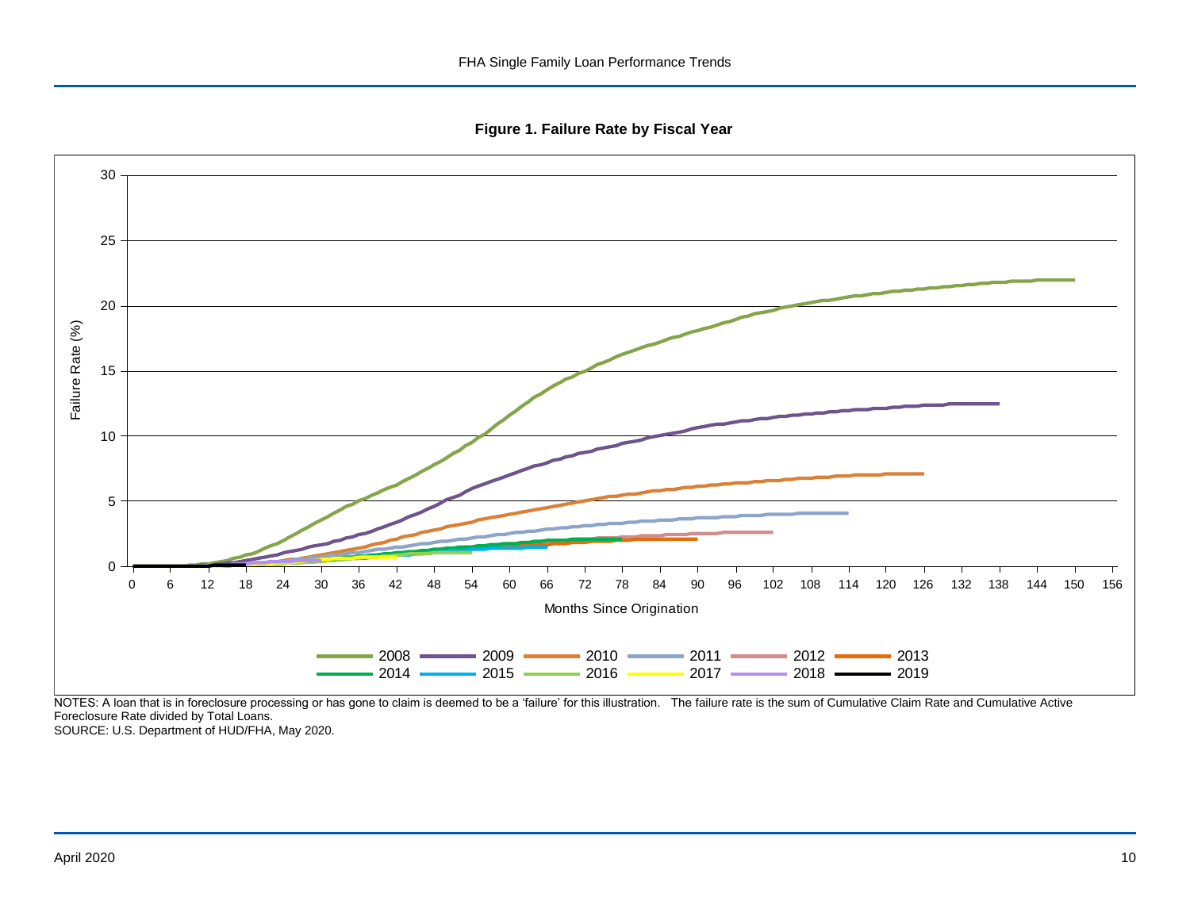**Figure 1. Failure Rate by Fiscal Year**

Failure Rate (%)

30

25

20

15

10

5

0

0 6 12 18 24 30 36 42 48 54 60 66 72 78 84 90 96 102 108 114 120 126 132 138 144 150 156

Months Since Origination

2008 2009 2010 2011 2012 2013 2014 2015 2016 2017 2018 2019

NOTES: A loan that is in foreclosure processing or has gone to claim is deemed to be a 'failure' for this illustration. The failure rate is the sum of Cumulative Claim Rate and Cumulative Active Foreclosure Rate divided by Total Loans.

SOURCE: U.S. Department of HUD/FHA, May 2020.